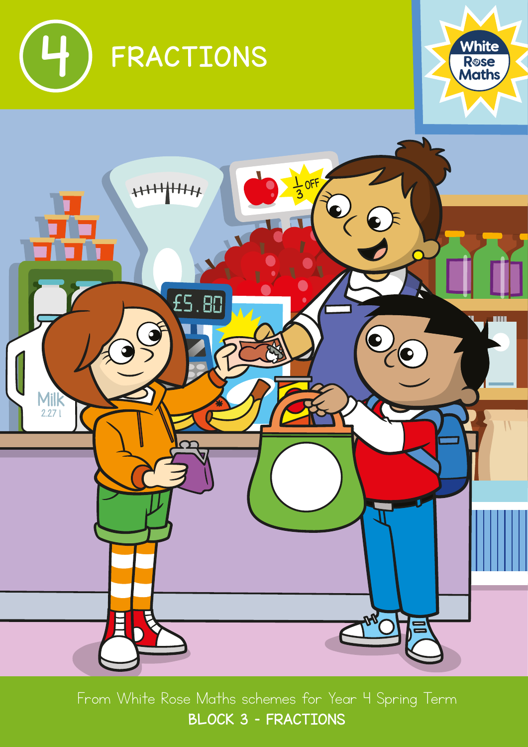# 4 FRACTIONS

White Rose Maths

From White Rose Maths schemes for Year 4 Spring Term

**BLOCK 3 - FRACTIONS**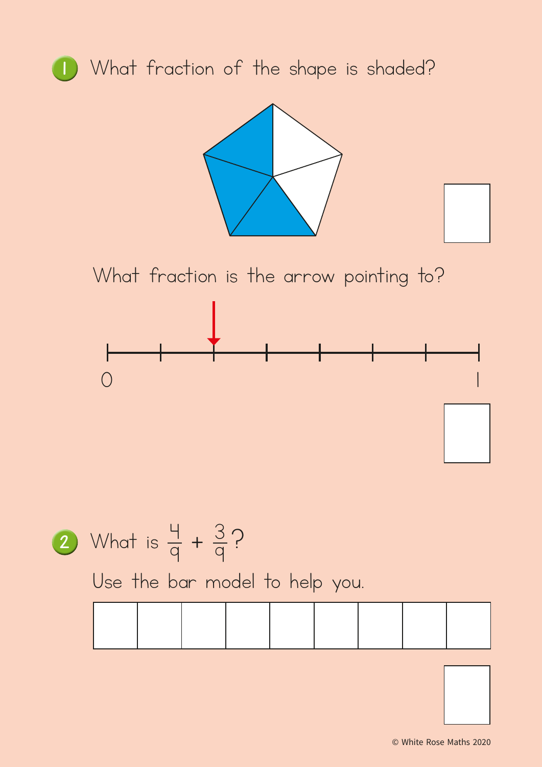1. What fraction of the shape is shaded?

What fraction is the arrow pointing to?

0 1

2. What is $\frac{4}{9} + \frac{3}{9}$?

Use the bar model to help you.

© White Rose Maths 2020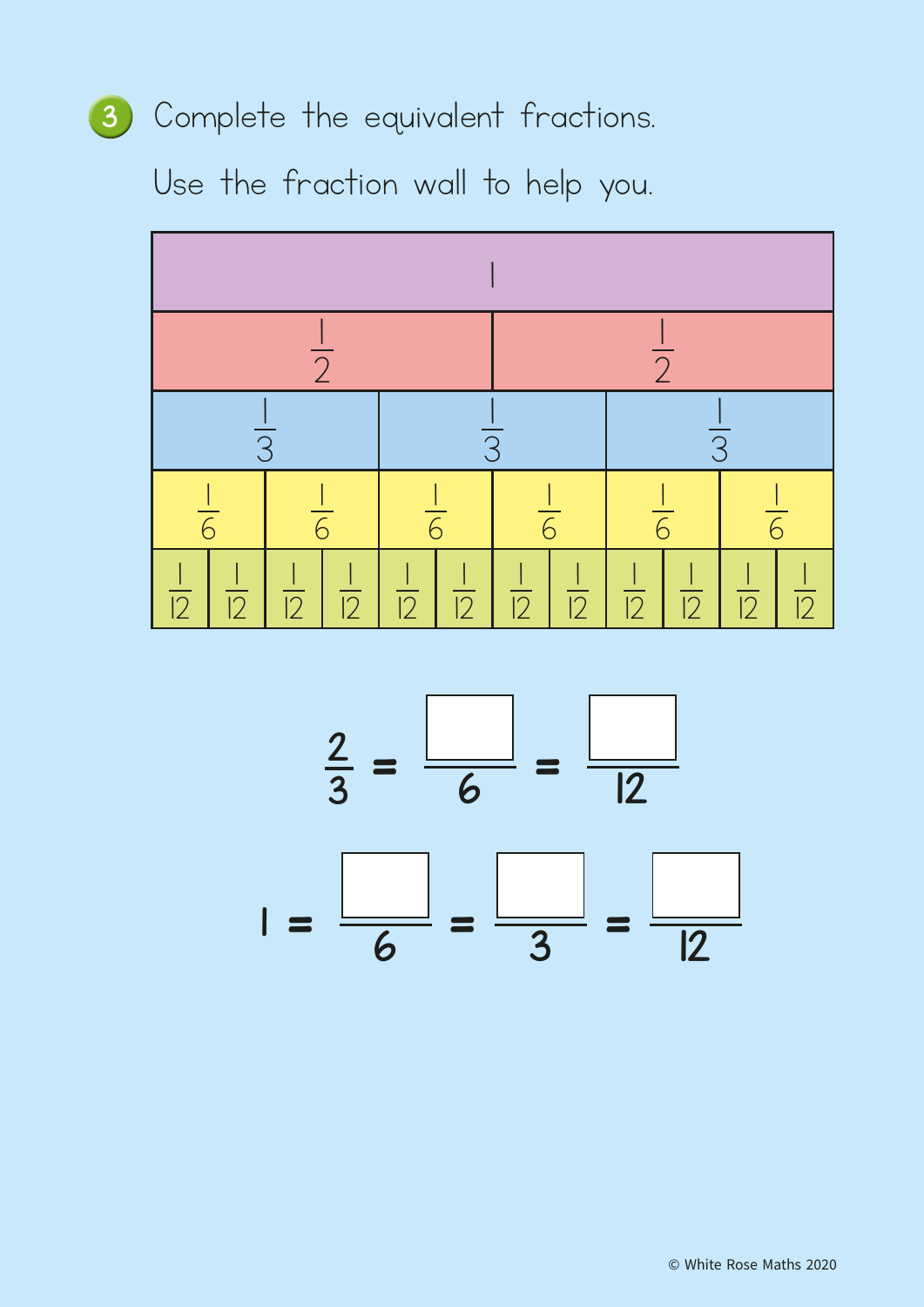**3** Complete the equivalent fractions.

Use the fraction wall to help you.

| | | | | | | | | | | | |
|---|---|---|---|---|---|---|---|---|---|---|---|
| 1 | | | | | | | | | | | |
| $\frac{1}{2}$ | | | | | | $\frac{1}{2}$ | | | | | |
| $\frac{1}{3}$ | | | | $\frac{1}{3}$ | | | | $\frac{1}{3}$ | | | |
| $\frac{1}{6}$ | | $\frac{1}{6}$ | | $\frac{1}{6}$ | | $\frac{1}{6}$ | | $\frac{1}{6}$ | | $\frac{1}{6}$ | |
| $\frac{1}{12}$ | $\frac{1}{12}$ | $\frac{1}{12}$ | $\frac{1}{12}$ | $\frac{1}{12}$ | $\frac{1}{12}$ | $\frac{1}{12}$ | $\frac{1}{12}$ | $\frac{1}{12}$ | $\frac{1}{12}$ | $\frac{1}{12}$ | $\frac{1}{12}$ |

$$\frac{2}{3} = \frac{\square}{6} = \frac{\square}{12}$$

$$1 = \frac{\square}{6} = \frac{\square}{3} = \frac{\square}{12}$$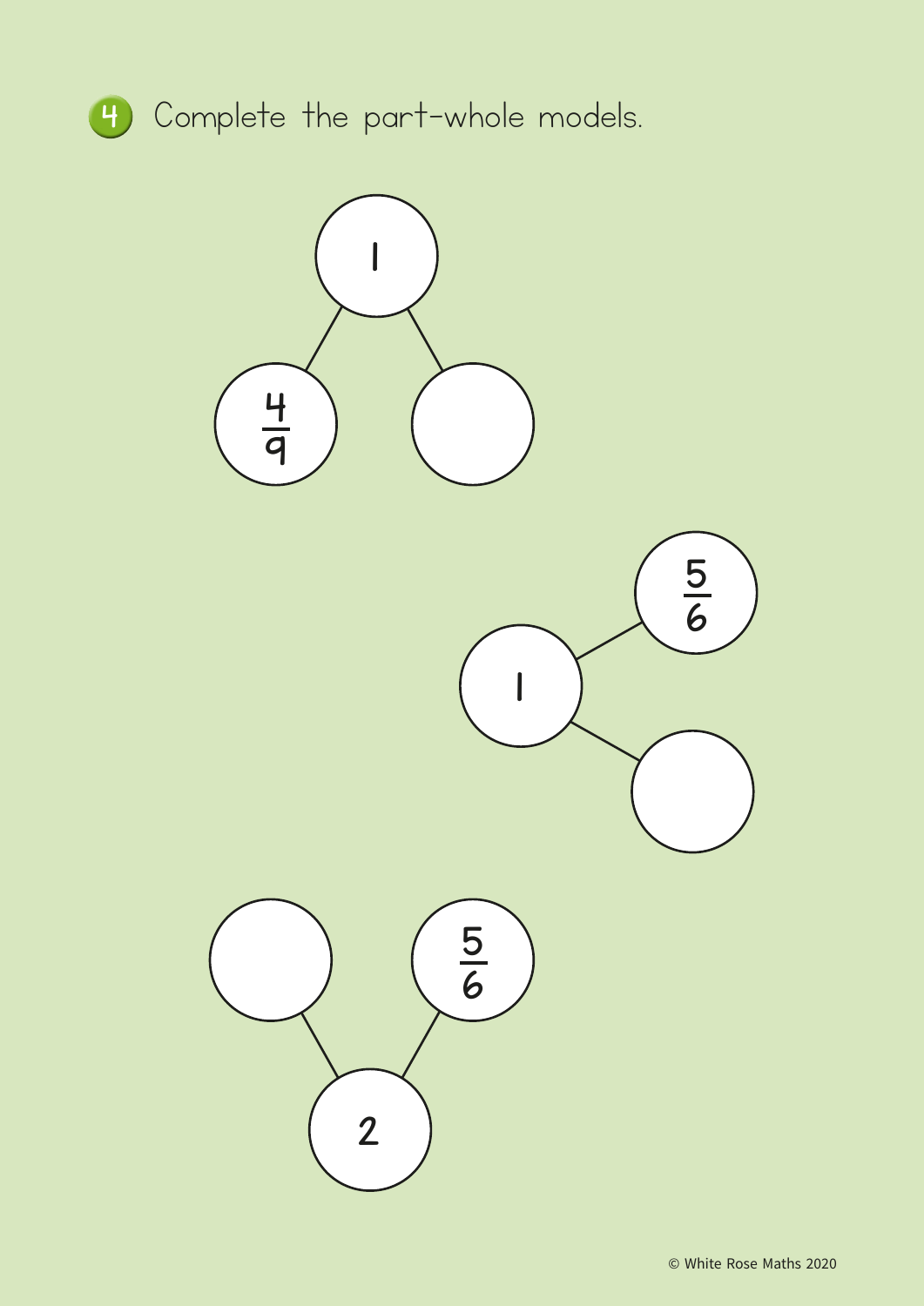4 Complete the part-whole models.

1

$\frac{4}{9}$

1

$\frac{5}{6}$

$\frac{5}{6}$

2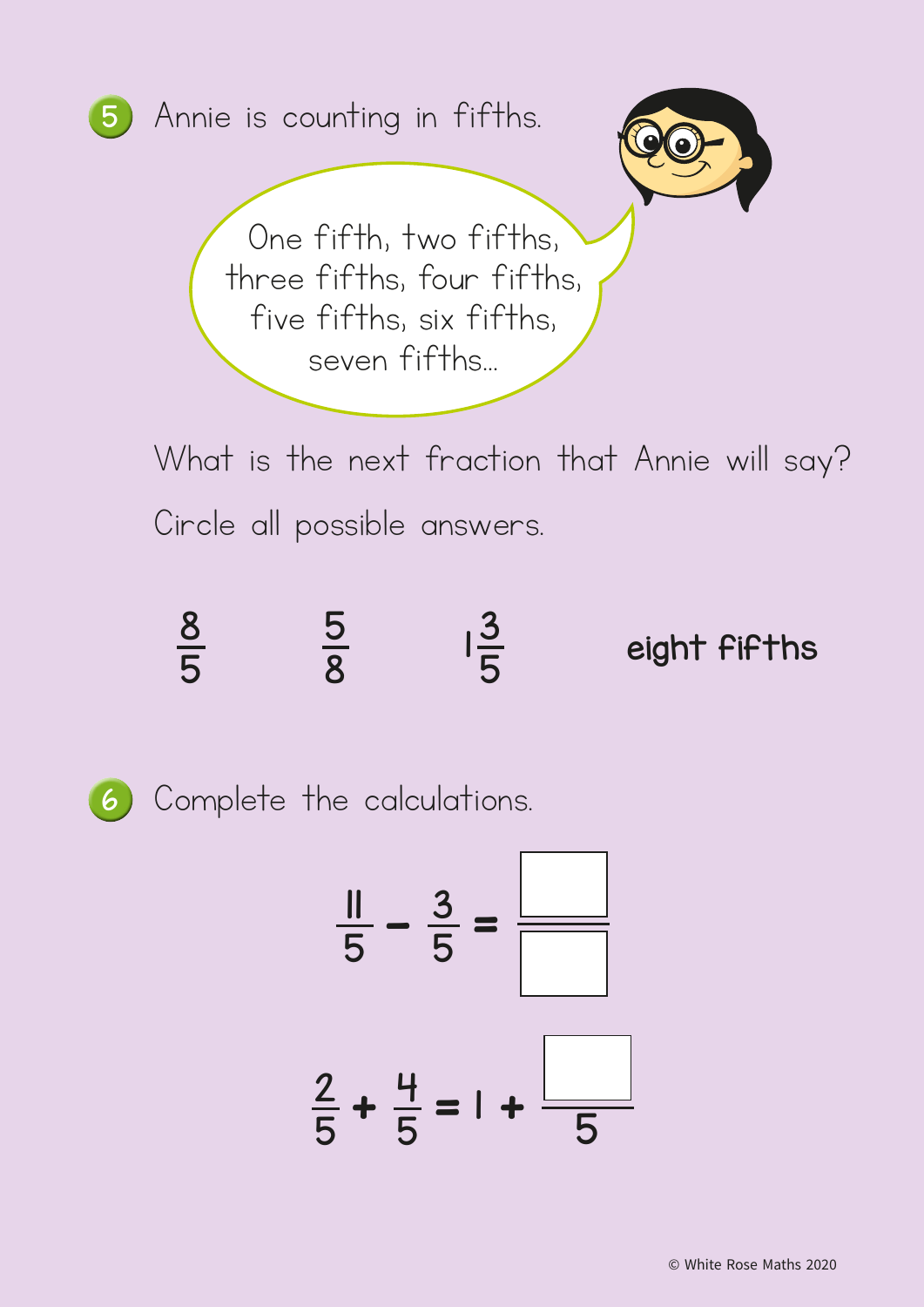5. Annie is counting in fifths.

> One fifth, two fifths, three fifths, four fifths, five fifths, six fifths, seven fifths...

What is the next fraction that Annie will say?

Circle all possible answers.

$\frac{8}{5}$ $\qquad$ $\frac{5}{8}$ $\qquad$ $1\frac{3}{5}$ $\qquad$ **eight fifths**

6. Complete the calculations.

$$\frac{11}{5} - \frac{3}{5} = \frac{\square}{\square}$$

$$\frac{2}{5} + \frac{4}{5} = 1 + \frac{\square}{5}$$

© White Rose Maths 2020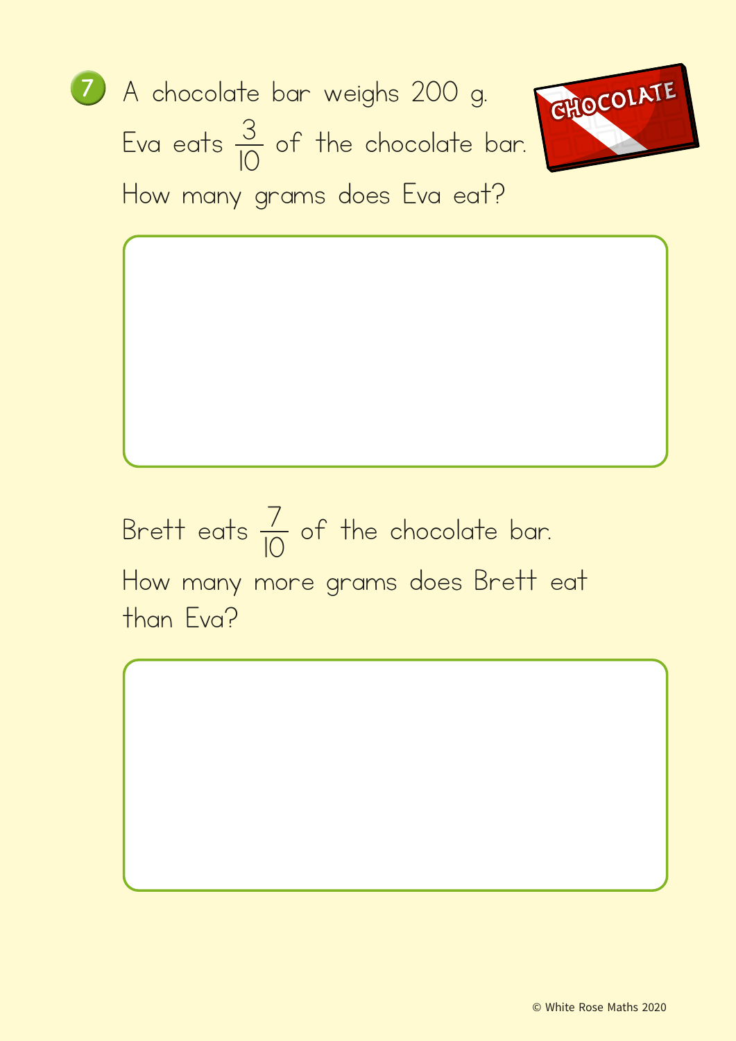7. A chocolate bar weighs 200 g.

Eva eats $\frac{3}{10}$ of the chocolate bar.

How many grams does Eva eat?

Brett eats $\frac{7}{10}$ of the chocolate bar.

How many more grams does Brett eat than Eva?

© White Rose Maths 2020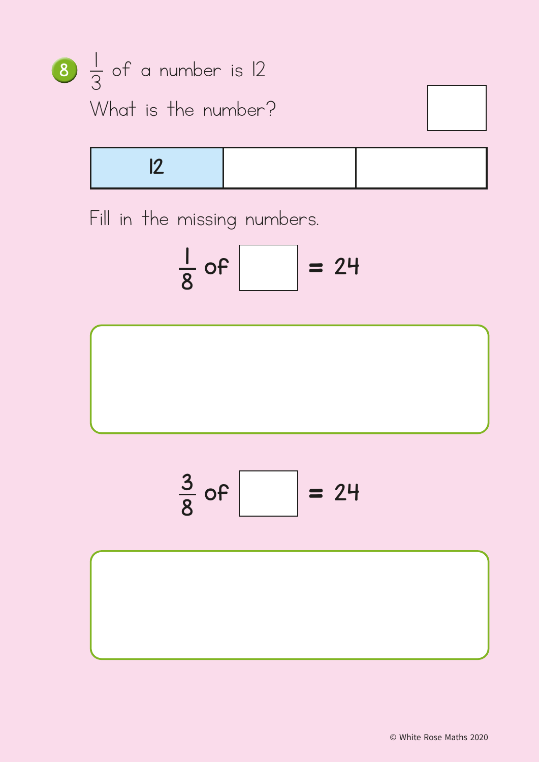**8** $\frac{1}{3}$ of a number is 12

What is the number? ☐

| 12 | | |
|---|---|---|

Fill in the missing numbers.

$$\frac{1}{8} \text{ of } \square = 24$$

$$\frac{3}{8} \text{ of } \square = 24$$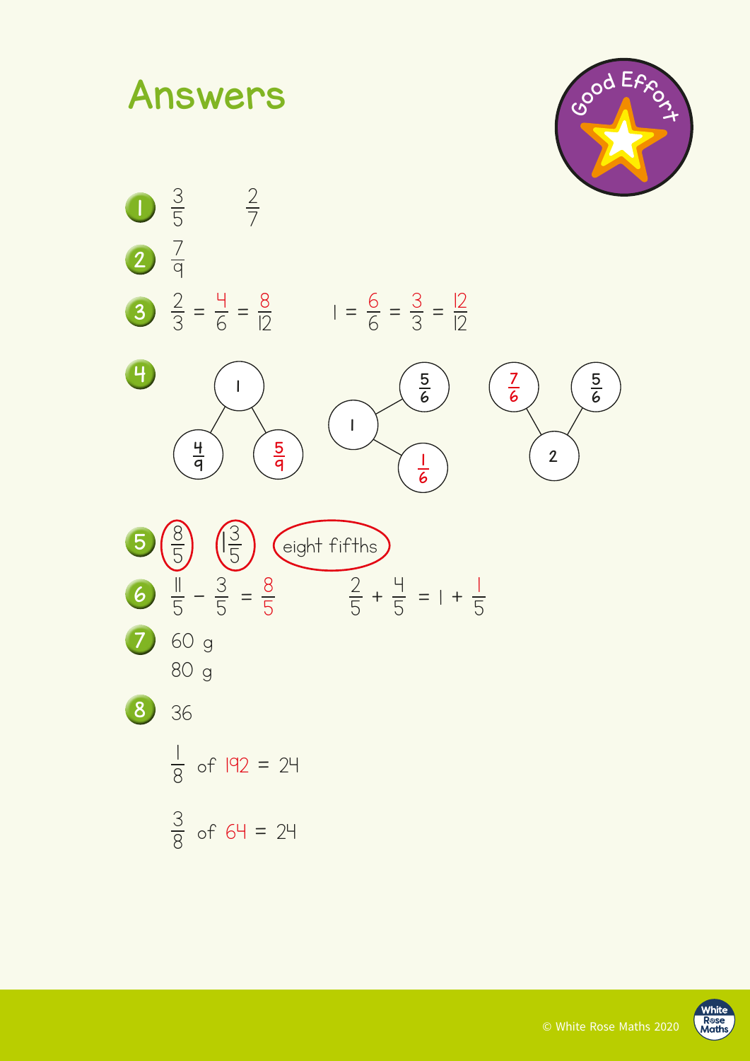# Answers

Good Effort

1. $\frac{3}{5}$ $\frac{2}{7}$

2. $\frac{7}{9}$

3. $\frac{2}{3} = \frac{4}{6} = \frac{8}{12}$ $1 = \frac{6}{6} = \frac{3}{3} = \frac{12}{12}$

4. $1$: $\frac{4}{9}$, $\frac{5}{9}$
   $1$: $\frac{5}{6}$, $\frac{1}{6}$
   $2$: $\frac{7}{6}$, $\frac{5}{6}$

5. $\frac{8}{5}$ $1\frac{3}{5}$ eight fifths

6. $\frac{11}{5} - \frac{3}{5} = \frac{8}{5}$ $\frac{2}{5} + \frac{4}{5} = 1 + \frac{1}{5}$

7. 60 g
   80 g

8. 36

   $\frac{1}{8}$ of 192 = 24

   $\frac{3}{8}$ of 64 = 24

© White Rose Maths 2020